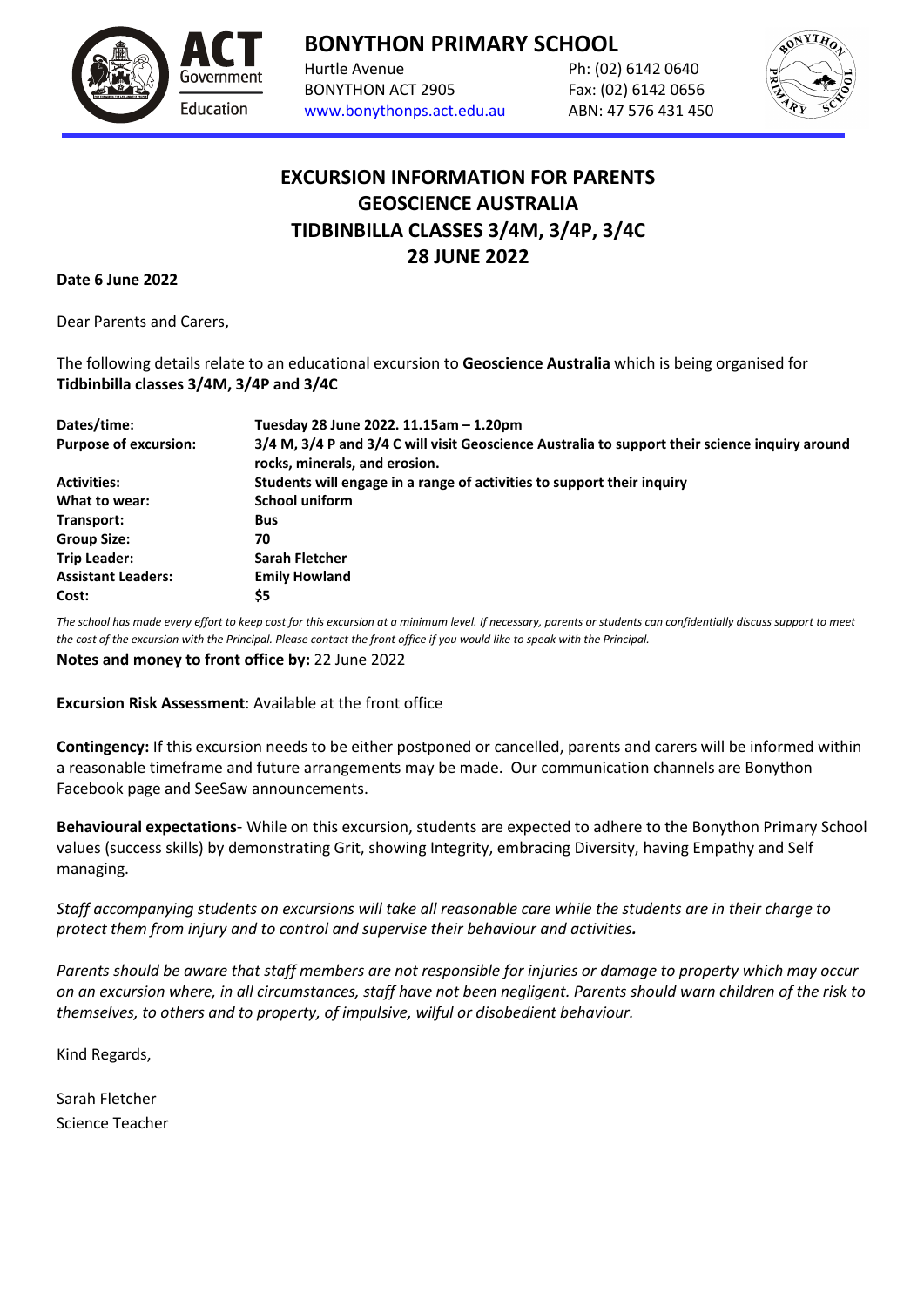# BONYTHON PRIMARY SCHOOL

Hurtle Avenue
BONYTHON ACT 2905
www.bonythonps.act.edu.au

Ph: (02) 6142 0640
Fax: (02) 6142 0656
ABN: 47 576 431 450

## EXCURSION INFORMATION FOR PARENTS
## GEOSCIENCE AUSTRALIA
## TIDBINBILLA CLASSES 3/4M, 3/4P, 3/4C
## 28 JUNE 2022

**Date 6 June 2022**

Dear Parents and Carers,

The following details relate to an educational excursion to **Geoscience Australia** which is being organised for **Tidbinbilla classes 3/4M, 3/4P and 3/4C**

| | |
|---|---|
| **Dates/time:** | **Tuesday 28 June 2022. 11.15am – 1.20pm** |
| **Purpose of excursion:** | **3/4 M, 3/4 P and 3/4 C will visit Geoscience Australia to support their science inquiry around rocks, minerals, and erosion.** |
| **Activities:** | **Students will engage in a range of activities to support their inquiry** |
| **What to wear:** | **School uniform** |
| **Transport:** | **Bus** |
| **Group Size:** | **70** |
| **Trip Leader:** | **Sarah Fletcher** |
| **Assistant Leaders:** | **Emily Howland** |
| **Cost:** | **$5** |

*The school has made every effort to keep cost for this excursion at a minimum level. If necessary, parents or students can confidentially discuss support to meet the cost of the excursion with the Principal. Please contact the front office if you would like to speak with the Principal.*

**Notes and money to front office by:** 22 June 2022

**Excursion Risk Assessment**: Available at the front office

**Contingency:** If this excursion needs to be either postponed or cancelled, parents and carers will be informed within a reasonable timeframe and future arrangements may be made. Our communication channels are Bonython Facebook page and SeeSaw announcements.

**Behavioural expectations**- While on this excursion, students are expected to adhere to the Bonython Primary School values (success skills) by demonstrating Grit, showing Integrity, embracing Diversity, having Empathy and Self managing.

*Staff accompanying students on excursions will take all reasonable care while the students are in their charge to protect them from injury and to control and supervise their behaviour and activities.*

*Parents should be aware that staff members are not responsible for injuries or damage to property which may occur on an excursion where, in all circumstances, staff have not been negligent. Parents should warn children of the risk to themselves, to others and to property, of impulsive, wilful or disobedient behaviour.*

Kind Regards,

Sarah Fletcher
Science Teacher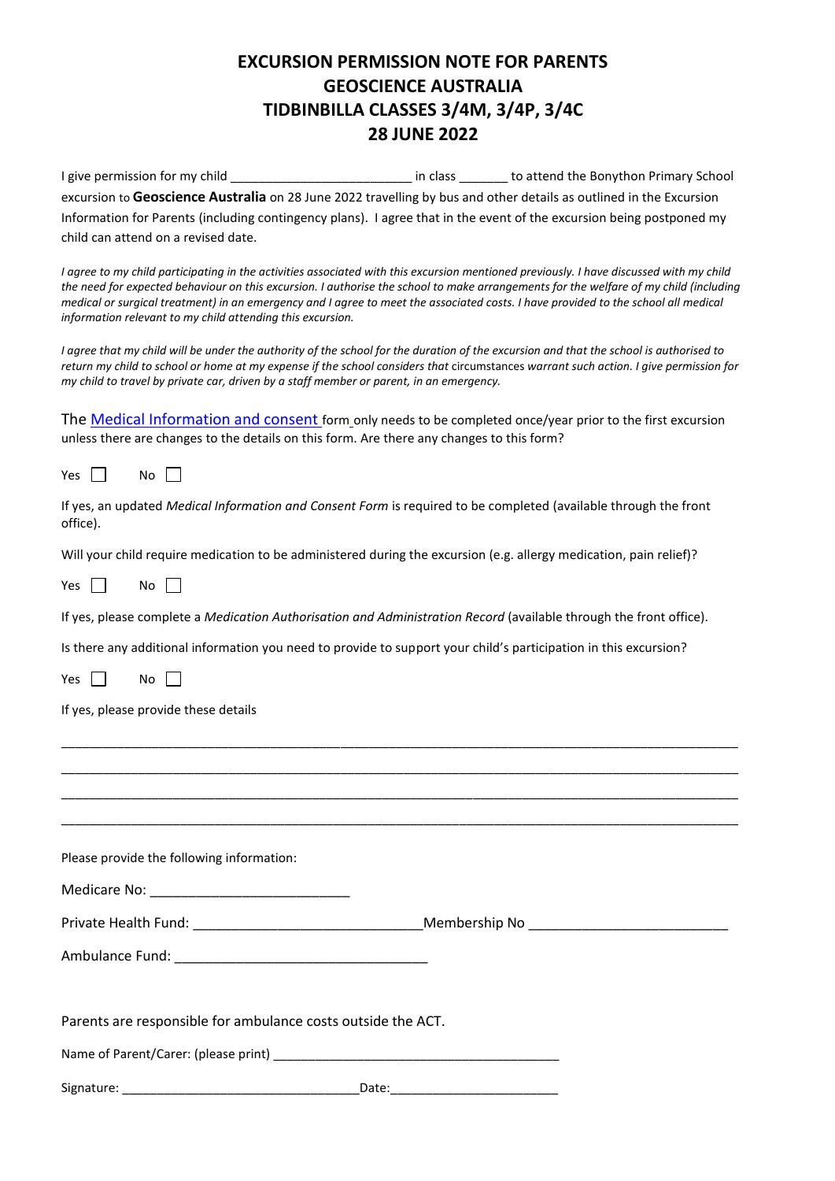# EXCURSION PERMISSION NOTE FOR PARENTS
# GEOSCIENCE AUSTRALIA
# TIDBINBILLA CLASSES 3/4M, 3/4P, 3/4C
# 28 JUNE 2022

I give permission for my child _________________________ in class _______ to attend the Bonython Primary School excursion to **Geoscience Australia** on 28 June 2022 travelling by bus and other details as outlined in the Excursion Information for Parents (including contingency plans). I agree that in the event of the excursion being postponed my child can attend on a revised date.

*I agree to my child participating in the activities associated with this excursion mentioned previously. I have discussed with my child the need for expected behaviour on this excursion. I authorise the school to make arrangements for the welfare of my child (including medical or surgical treatment) in an emergency and I agree to meet the associated costs. I have provided to the school all medical information relevant to my child attending this excursion.*

*I agree that my child will be under the authority of the school for the duration of the excursion and that the school is authorised to return my child to school or home at my expense if the school considers that* circumstances *warrant such action. I give permission for my child to travel by private car, driven by a staff member or parent, in an emergency.*

The Medical Information and consent form only needs to be completed once/year prior to the first excursion unless there are changes to the details on this form. Are there any changes to this form?

Yes ☐ No ☐

If yes, an updated *Medical Information and Consent Form* is required to be completed (available through the front office).

Will your child require medication to be administered during the excursion (e.g. allergy medication, pain relief)?

Yes ☐ No ☐

If yes, please complete a *Medication Authorisation and Administration Record* (available through the front office).

Is there any additional information you need to provide to support your child's participation in this excursion?

Yes ☐ No ☐

If yes, please provide these details

_______________________________________________________________________________

_______________________________________________________________________________

_______________________________________________________________________________

_______________________________________________________________________________

Please provide the following information:

Medicare No: __________________________

Private Health Fund: ______________________________ Membership No __________________________

Ambulance Fund: _________________________________

Parents are responsible for ambulance costs outside the ACT.

Name of Parent/Carer: (please print) _________________________________________

Signature: _________________________________ Date: _______________________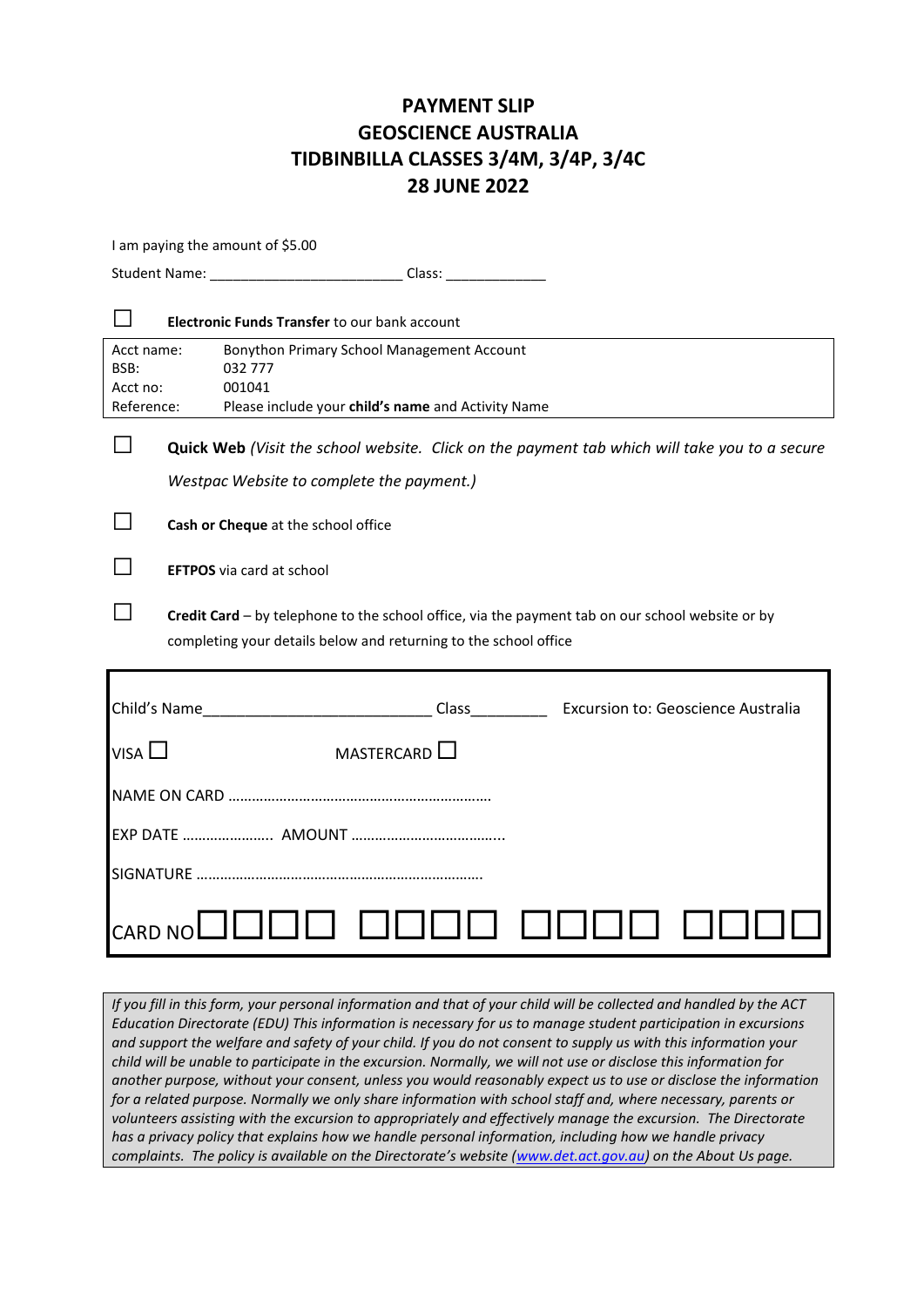# PAYMENT SLIP
# GEOSCIENCE AUSTRALIA
# TIDBINBILLA CLASSES 3/4M, 3/4P, 3/4C
# 28 JUNE 2022

I am paying the amount of $5.00

Student Name: ________________________ Class: _____________

☐ **Electronic Funds Transfer** to our bank account

| | |
|---|---|
| Acct name: | Bonython Primary School Management Account |
| BSB: | 032 777 |
| Acct no: | 001041 |
| Reference: | Please include your **child's name** and Activity Name |

☐ **Quick Web** *(Visit the school website. Click on the payment tab which will take you to a secure Westpac Website to complete the payment.)*

☐ **Cash or Cheque** at the school office

☐ **EFTPOS** via card at school

☐ **Credit Card** – by telephone to the school office, via the payment tab on our school website or by completing your details below and returning to the school office

Child's Name___________________________ Class_________ Excursion to: Geoscience Australia

VISA ☐ MASTERCARD ☐

NAME ON CARD ………………………………………………………….

EXP DATE ………………….. AMOUNT ………………………………..

SIGNATURE ……………………………………………………………….

CARD NO ☐☐☐☐ ☐☐☐☐ ☐☐☐☐ ☐☐☐☐

*If you fill in this form, your personal information and that of your child will be collected and handled by the ACT Education Directorate (EDU) This information is necessary for us to manage student participation in excursions and support the welfare and safety of your child. If you do not consent to supply us with this information your child will be unable to participate in the excursion. Normally, we will not use or disclose this information for another purpose, without your consent, unless you would reasonably expect us to use or disclose the information for a related purpose. Normally we only share information with school staff and, where necessary, parents or volunteers assisting with the excursion to appropriately and effectively manage the excursion. The Directorate has a privacy policy that explains how we handle personal information, including how we handle privacy complaints. The policy is available on the Directorate's website ([www.det.act.gov.au](http://www.det.act.gov.au)) on the About Us page.*